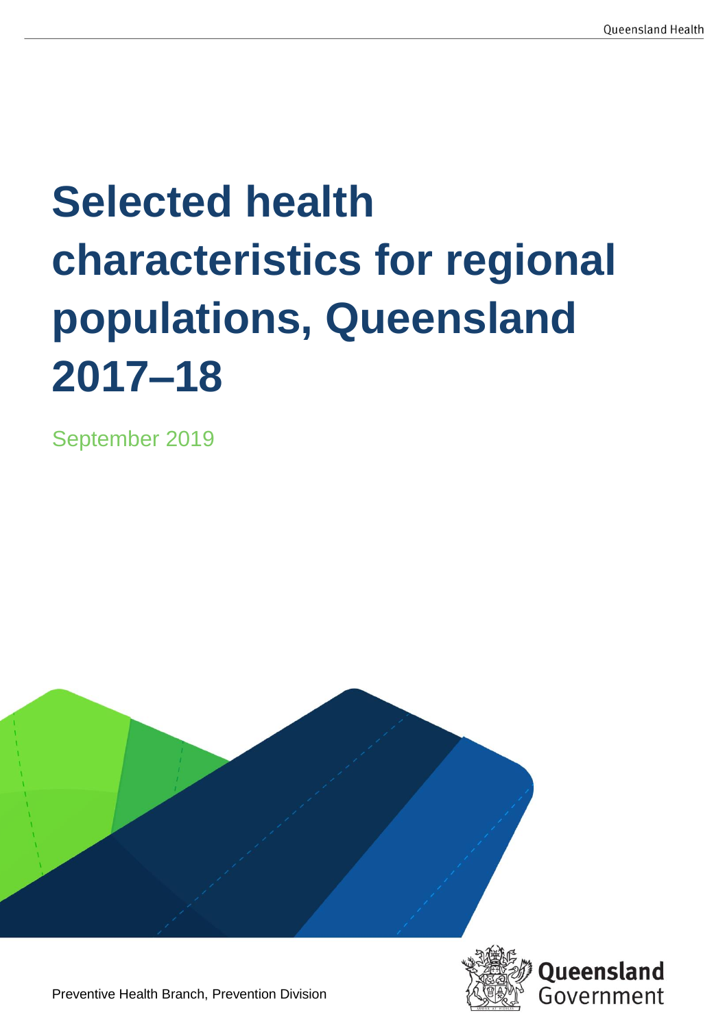# Selected health characteristics for regional populations, Queensland 2017–18

September 2019

Preventive Health Branch, Prevention Division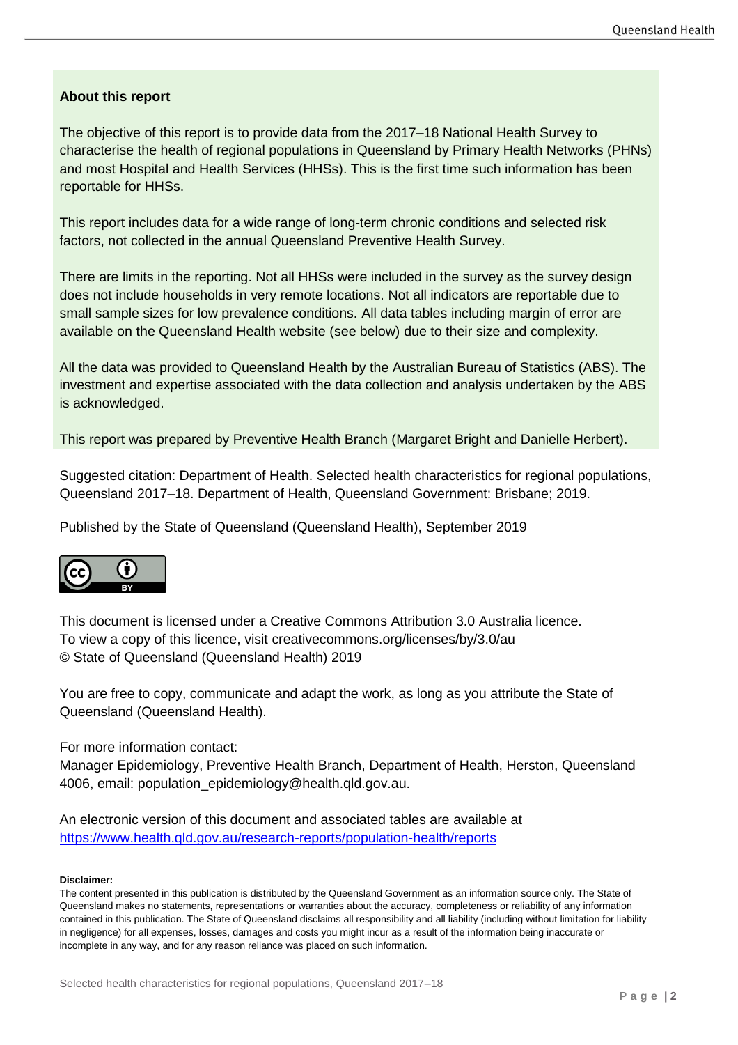**About this report**

The objective of this report is to provide data from the 2017–18 National Health Survey to characterise the health of regional populations in Queensland by Primary Health Networks (PHNs) and most Hospital and Health Services (HHSs). This is the first time such information has been reportable for HHSs.

This report includes data for a wide range of long-term chronic conditions and selected risk factors, not collected in the annual Queensland Preventive Health Survey.

There are limits in the reporting. Not all HHSs were included in the survey as the survey design does not include households in very remote locations. Not all indicators are reportable due to small sample sizes for low prevalence conditions. All data tables including margin of error are available on the Queensland Health website (see below) due to their size and complexity.

All the data was provided to Queensland Health by the Australian Bureau of Statistics (ABS). The investment and expertise associated with the data collection and analysis undertaken by the ABS is acknowledged.

This report was prepared by Preventive Health Branch (Margaret Bright and Danielle Herbert).

Suggested citation: Department of Health. Selected health characteristics for regional populations, Queensland 2017–18. Department of Health, Queensland Government: Brisbane; 2019.

Published by the State of Queensland (Queensland Health), September 2019

This document is licensed under a Creative Commons Attribution 3.0 Australia licence.
To view a copy of this licence, visit creativecommons.org/licenses/by/3.0/au
© State of Queensland (Queensland Health) 2019

You are free to copy, communicate and adapt the work, as long as you attribute the State of Queensland (Queensland Health).

For more information contact:
Manager Epidemiology, Preventive Health Branch, Department of Health, Herston, Queensland 4006, email: population_epidemiology@health.qld.gov.au.

An electronic version of this document and associated tables are available at
https://www.health.qld.gov.au/research-reports/population-health/reports

**Disclaimer:**

The content presented in this publication is distributed by the Queensland Government as an information source only. The State of Queensland makes no statements, representations or warranties about the accuracy, completeness or reliability of any information contained in this publication. The State of Queensland disclaims all responsibility and all liability (including without limitation for liability in negligence) for all expenses, losses, damages and costs you might incur as a result of the information being inaccurate or incomplete in any way, and for any reason reliance was placed on such information.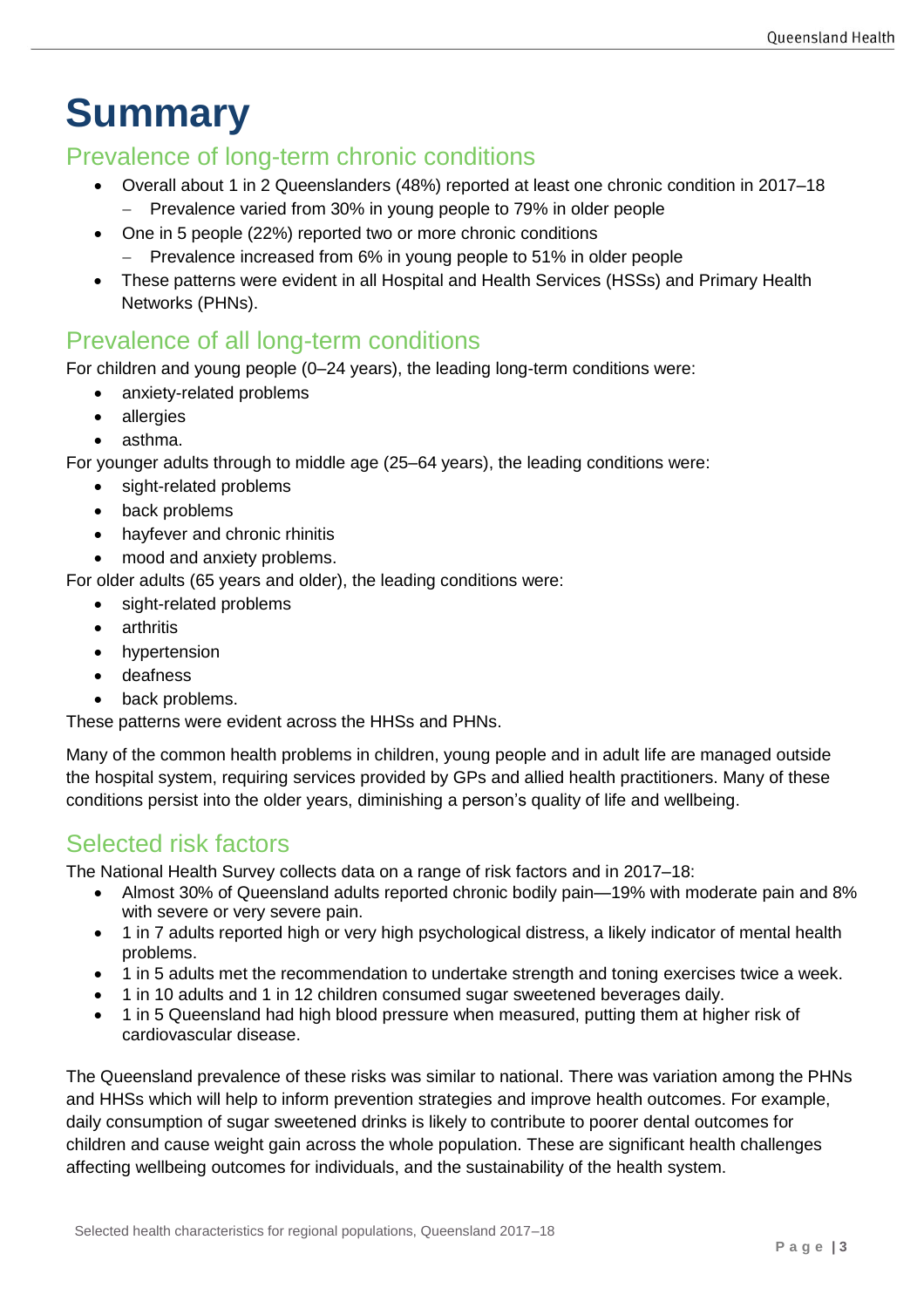# Summary

## Prevalence of long-term chronic conditions

- Overall about 1 in 2 Queenslanders (48%) reported at least one chronic condition in 2017–18
  - Prevalence varied from 30% in young people to 79% in older people
- One in 5 people (22%) reported two or more chronic conditions
  - Prevalence increased from 6% in young people to 51% in older people
- These patterns were evident in all Hospital and Health Services (HSSs) and Primary Health Networks (PHNs).

## Prevalence of all long-term conditions

For children and young people (0–24 years), the leading long-term conditions were:

- anxiety-related problems
- allergies
- asthma.

For younger adults through to middle age (25–64 years), the leading conditions were:

- sight-related problems
- back problems
- hayfever and chronic rhinitis
- mood and anxiety problems.

For older adults (65 years and older), the leading conditions were:

- sight-related problems
- arthritis
- hypertension
- deafness
- back problems.

These patterns were evident across the HHSs and PHNs.

Many of the common health problems in children, young people and in adult life are managed outside the hospital system, requiring services provided by GPs and allied health practitioners. Many of these conditions persist into the older years, diminishing a person's quality of life and wellbeing.

## Selected risk factors

The National Health Survey collects data on a range of risk factors and in 2017–18:

- Almost 30% of Queensland adults reported chronic bodily pain—19% with moderate pain and 8% with severe or very severe pain.
- 1 in 7 adults reported high or very high psychological distress, a likely indicator of mental health problems.
- 1 in 5 adults met the recommendation to undertake strength and toning exercises twice a week.
- 1 in 10 adults and 1 in 12 children consumed sugar sweetened beverages daily.
- 1 in 5 Queensland had high blood pressure when measured, putting them at higher risk of cardiovascular disease.

The Queensland prevalence of these risks was similar to national. There was variation among the PHNs and HHSs which will help to inform prevention strategies and improve health outcomes. For example, daily consumption of sugar sweetened drinks is likely to contribute to poorer dental outcomes for children and cause weight gain across the whole population. These are significant health challenges affecting wellbeing outcomes for individuals, and the sustainability of the health system.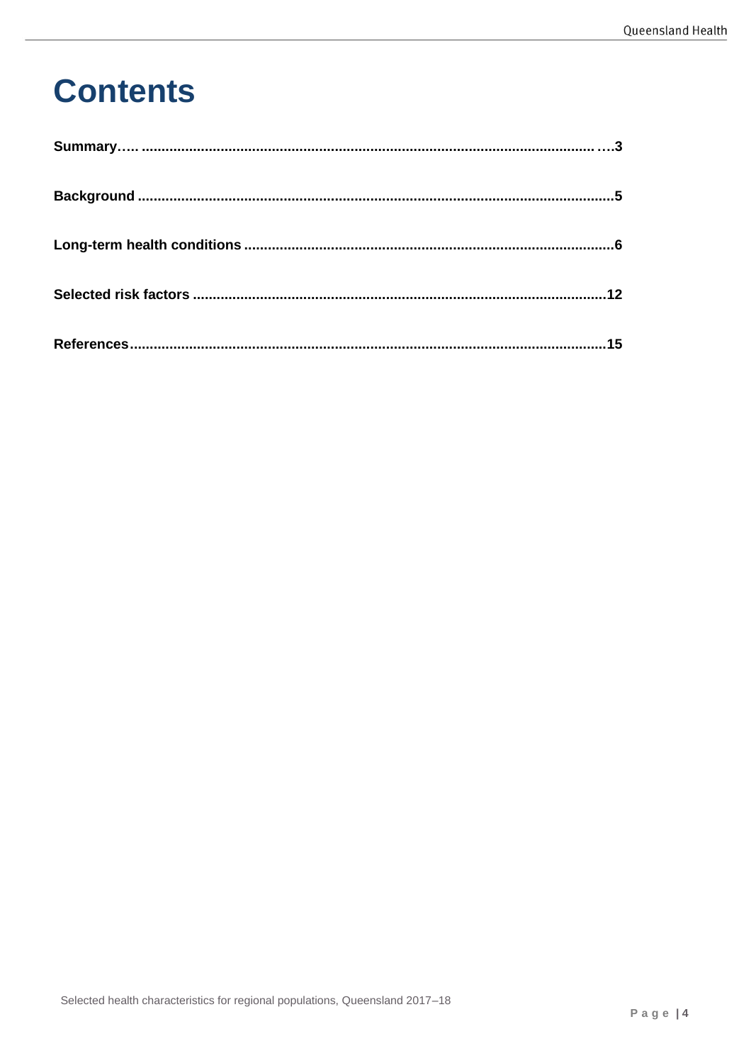# Contents

**Summary….. ….3**

**Background 5**

**Long-term health conditions 6**

**Selected risk factors 12**

**References 15**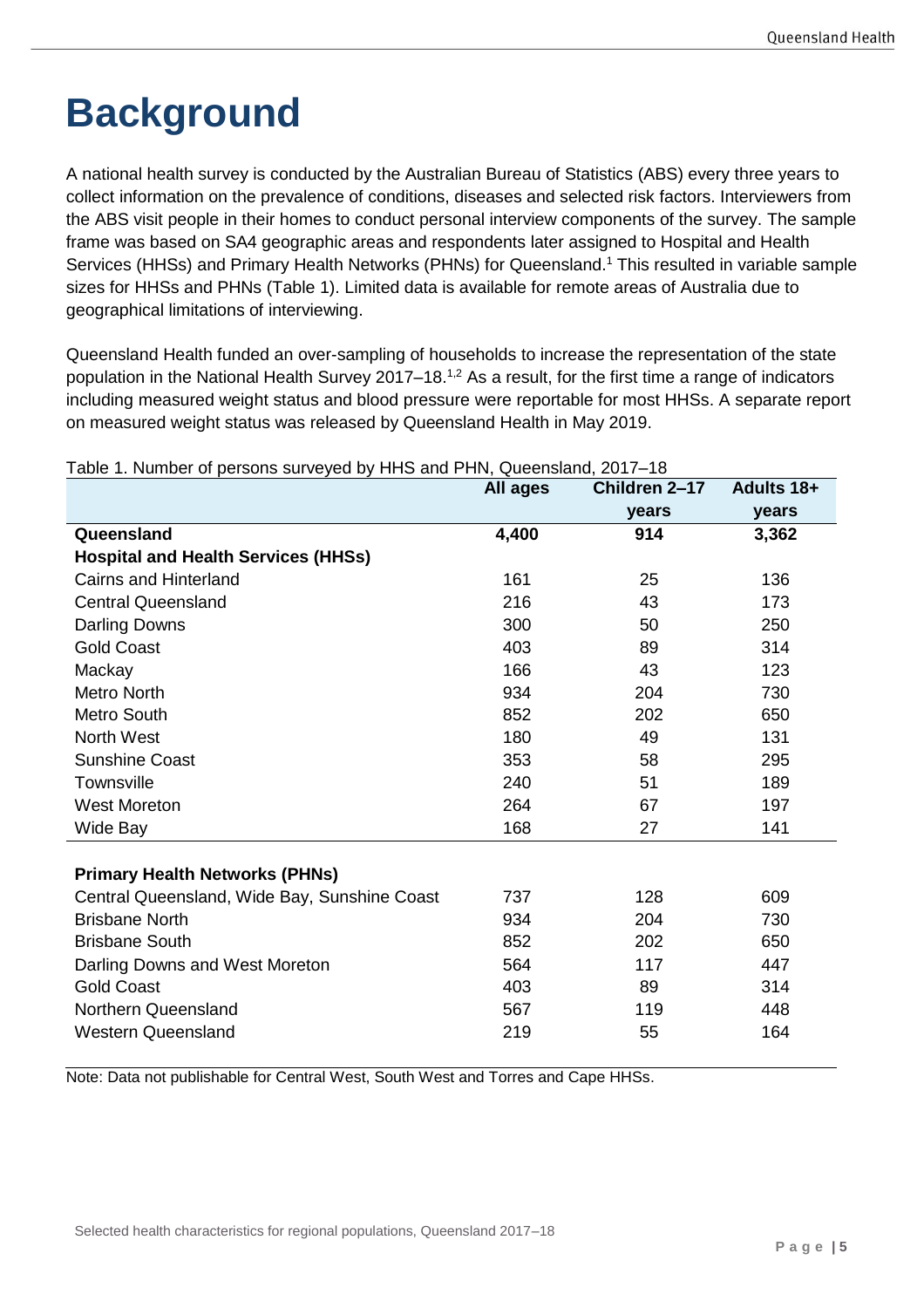# Background

A national health survey is conducted by the Australian Bureau of Statistics (ABS) every three years to collect information on the prevalence of conditions, diseases and selected risk factors. Interviewers from the ABS visit people in their homes to conduct personal interview components of the survey. The sample frame was based on SA4 geographic areas and respondents later assigned to Hospital and Health Services (HHSs) and Primary Health Networks (PHNs) for Queensland.[1] This resulted in variable sample sizes for HHSs and PHNs (Table 1). Limited data is available for remote areas of Australia due to geographical limitations of interviewing.

Queensland Health funded an over-sampling of households to increase the representation of the state population in the National Health Survey 2017–18.[1,2] As a result, for the first time a range of indicators including measured weight status and blood pressure were reportable for most HHSs. A separate report on measured weight status was released by Queensland Health in May 2019.

Table 1. Number of persons surveyed by HHS and PHN, Queensland, 2017–18

| | All ages | Children 2–17 years | Adults 18+ years |
|---|---|---|---|
| **Queensland** | **4,400** | **914** | **3,362** |
| **Hospital and Health Services (HHSs)** | | | |
| Cairns and Hinterland | 161 | 25 | 136 |
| Central Queensland | 216 | 43 | 173 |
| Darling Downs | 300 | 50 | 250 |
| Gold Coast | 403 | 89 | 314 |
| Mackay | 166 | 43 | 123 |
| Metro North | 934 | 204 | 730 |
| Metro South | 852 | 202 | 650 |
| North West | 180 | 49 | 131 |
| Sunshine Coast | 353 | 58 | 295 |
| Townsville | 240 | 51 | 189 |
| West Moreton | 264 | 67 | 197 |
| Wide Bay | 168 | 27 | 141 |
| **Primary Health Networks (PHNs)** | | | |
| Central Queensland, Wide Bay, Sunshine Coast | 737 | 128 | 609 |
| Brisbane North | 934 | 204 | 730 |
| Brisbane South | 852 | 202 | 650 |
| Darling Downs and West Moreton | 564 | 117 | 447 |
| Gold Coast | 403 | 89 | 314 |
| Northern Queensland | 567 | 119 | 448 |
| Western Queensland | 219 | 55 | 164 |

Note: Data not publishable for Central West, South West and Torres and Cape HHSs.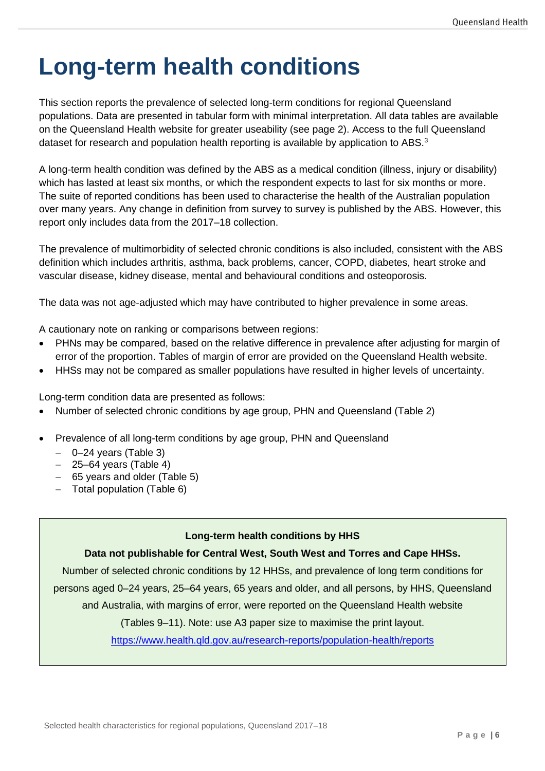# Long-term health conditions

This section reports the prevalence of selected long-term conditions for regional Queensland populations. Data are presented in tabular form with minimal interpretation. All data tables are available on the Queensland Health website for greater useability (see page 2). Access to the full Queensland dataset for research and population health reporting is available by application to ABS.[3]

A long-term health condition was defined by the ABS as a medical condition (illness, injury or disability) which has lasted at least six months, or which the respondent expects to last for six months or more. The suite of reported conditions has been used to characterise the health of the Australian population over many years. Any change in definition from survey to survey is published by the ABS. However, this report only includes data from the 2017–18 collection.

The prevalence of multimorbidity of selected chronic conditions is also included, consistent with the ABS definition which includes arthritis, asthma, back problems, cancer, COPD, diabetes, heart stroke and vascular disease, kidney disease, mental and behavioural conditions and osteoporosis.

The data was not age-adjusted which may have contributed to higher prevalence in some areas.

A cautionary note on ranking or comparisons between regions:

- PHNs may be compared, based on the relative difference in prevalence after adjusting for margin of error of the proportion. Tables of margin of error are provided on the Queensland Health website.
- HHSs may not be compared as smaller populations have resulted in higher levels of uncertainty.

Long-term condition data are presented as follows:

- Number of selected chronic conditions by age group, PHN and Queensland (Table 2)
- Prevalence of all long-term conditions by age group, PHN and Queensland
  - 0–24 years (Table 3)
  - 25–64 years (Table 4)
  - 65 years and older (Table 5)
  - Total population (Table 6)

**Long-term health conditions by HHS**

**Data not publishable for Central West, South West and Torres and Cape HHSs.**

Number of selected chronic conditions by 12 HHSs, and prevalence of long term conditions for persons aged 0–24 years, 25–64 years, 65 years and older, and all persons, by HHS, Queensland and Australia, with margins of error, were reported on the Queensland Health website (Tables 9–11). Note: use A3 paper size to maximise the print layout.

https://www.health.qld.gov.au/research-reports/population-health/reports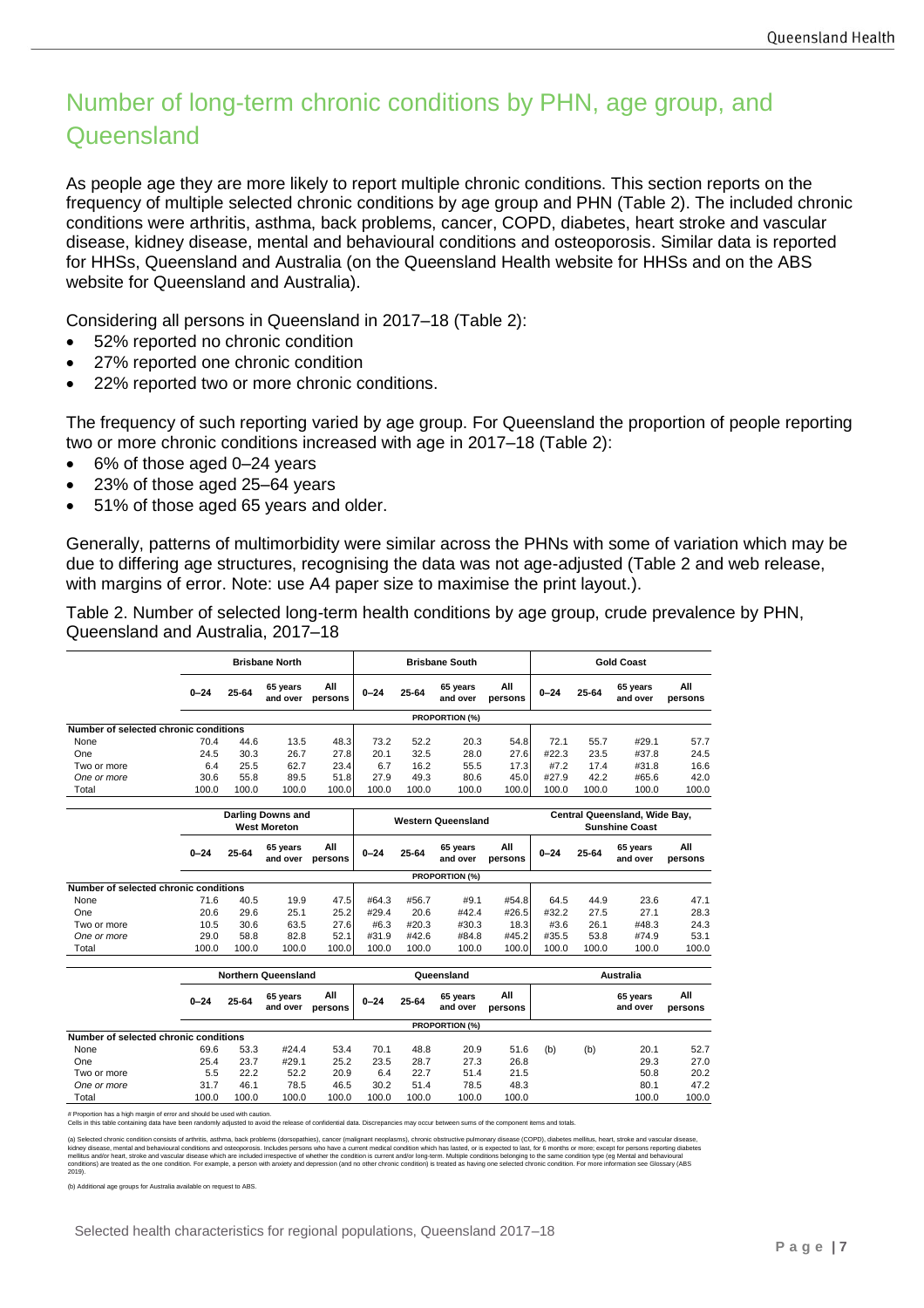# Number of long-term chronic conditions by PHN, age group, and Queensland

As people age they are more likely to report multiple chronic conditions. This section reports on the frequency of multiple selected chronic conditions by age group and PHN (Table 2). The included chronic conditions were arthritis, asthma, back problems, cancer, COPD, diabetes, heart stroke and vascular disease, kidney disease, mental and behavioural conditions and osteoporosis. Similar data is reported for HHSs, Queensland and Australia (on the Queensland Health website for HHSs and on the ABS website for Queensland and Australia).

Considering all persons in Queensland in 2017–18 (Table 2):

- 52% reported no chronic condition
- 27% reported one chronic condition
- 22% reported two or more chronic conditions.

The frequency of such reporting varied by age group. For Queensland the proportion of people reporting two or more chronic conditions increased with age in 2017–18 (Table 2):

- 6% of those aged 0–24 years
- 23% of those aged 25–64 years
- 51% of those aged 65 years and older.

Generally, patterns of multimorbidity were similar across the PHNs with some of variation which may be due to differing age structures, recognising the data was not age-adjusted (Table 2 and web release, with margins of error. Note: use A4 paper size to maximise the print layout.).

Table 2. Number of selected long-term health conditions by age group, crude prevalence by PHN, Queensland and Australia, 2017–18

| | Brisbane North | | | | Brisbane South | | | | Gold Coast | | | |
|---|---|---|---|---|---|---|---|---|---|---|---|---|
| | 0–24 | 25-64 | 65 years and over | All persons | 0–24 | 25-64 | 65 years and over | All persons | 0–24 | 25-64 | 65 years and over | All persons |
| | PROPORTION (%) | | | | | | | | | | | |
| **Number of selected chronic conditions** | | | | | | | | | | | | |
| None | 70.4 | 44.6 | 13.5 | 48.3 | 73.2 | 52.2 | 20.3 | 54.8 | 72.1 | 55.7 | #29.1 | 57.7 |
| One | 24.5 | 30.3 | 26.7 | 27.8 | 20.1 | 32.5 | 28.0 | 27.6 | #22.3 | 23.5 | #37.8 | 24.5 |
| Two or more | 6.4 | 25.5 | 62.7 | 23.4 | 6.7 | 16.2 | 55.5 | 17.3 | #7.2 | 17.4 | #31.8 | 16.6 |
| *One or more* | 30.6 | 55.8 | 89.5 | 51.8 | 27.9 | 49.3 | 80.6 | 45.0 | #27.9 | 42.2 | #65.6 | 42.0 |
| Total | 100.0 | 100.0 | 100.0 | 100.0 | 100.0 | 100.0 | 100.0 | 100.0 | 100.0 | 100.0 | 100.0 | 100.0 |

| | Darling Downs and West Moreton | | | | Western Queensland | | | | Central Queensland, Wide Bay, Sunshine Coast | | | |
|---|---|---|---|---|---|---|---|---|---|---|---|---|
| | 0–24 | 25-64 | 65 years and over | All persons | 0–24 | 25-64 | 65 years and over | All persons | 0–24 | 25-64 | 65 years and over | All persons |
| | PROPORTION (%) | | | | | | | | | | | |
| **Number of selected chronic conditions** | | | | | | | | | | | | |
| None | 71.6 | 40.5 | 19.9 | 47.5 | #64.3 | #56.7 | #9.1 | #54.8 | 64.5 | 44.9 | 23.6 | 47.1 |
| One | 20.6 | 29.6 | 25.1 | 25.2 | #29.4 | 20.6 | #42.4 | #26.5 | #32.2 | 27.5 | 27.1 | 28.3 |
| Two or more | 10.5 | 30.6 | 63.5 | 27.6 | #6.3 | #20.3 | #30.3 | 18.3 | #3.6 | 26.1 | #48.3 | 24.3 |
| *One or more* | 29.0 | 58.8 | 82.8 | 52.1 | #31.9 | #42.6 | #84.8 | #45.2 | #35.5 | 53.8 | #74.9 | 53.1 |
| Total | 100.0 | 100.0 | 100.0 | 100.0 | 100.0 | 100.0 | 100.0 | 100.0 | 100.0 | 100.0 | 100.0 | 100.0 |

| | Northern Queensland | | | | Queensland | | | | Australia | | | |
|---|---|---|---|---|---|---|---|---|---|---|---|---|
| | 0–24 | 25-64 | 65 years and over | All persons | 0–24 | 25-64 | 65 years and over | All persons | | | 65 years and over | All persons |
| | PROPORTION (%) | | | | | | | | | | | |
| **Number of selected chronic conditions** | | | | | | | | | | | | |
| None | 69.6 | 53.3 | #24.4 | 53.4 | 70.1 | 48.8 | 20.9 | 51.6 | (b) | (b) | 20.1 | 52.7 |
| One | 25.4 | 23.7 | #29.1 | 25.2 | 23.5 | 28.7 | 27.3 | 26.8 | | | 29.3 | 27.0 |
| Two or more | 5.5 | 22.2 | 52.2 | 20.9 | 6.4 | 22.7 | 51.4 | 21.5 | | | 50.8 | 20.2 |
| *One or more* | 31.7 | 46.1 | 78.5 | 46.5 | 30.2 | 51.4 | 78.5 | 48.3 | | | 80.1 | 47.2 |
| Total | 100.0 | 100.0 | 100.0 | 100.0 | 100.0 | 100.0 | 100.0 | 100.0 | | | 100.0 | 100.0 |

# Proportion has a high margin of error and should be used with caution.
Cells in this table containing data have been randomly adjusted to avoid the release of confidential data. Discrepancies may occur between sums of the component items and totals.

(a) Selected chronic condition consists of arthritis, asthma, back problems (dorsopathies), cancer (malignant neoplasms), chronic obstructive pulmonary disease (COPD), diabetes mellitus, heart, stroke and vascular disease, kidney disease, mental and behavioural conditions and osteoporosis. Includes persons who have a current medical condition which has lasted, or is expected to last, for 6 months or more; except for persons reporting diabetes mellitus and/or heart, stroke and vascular disease which are included irrespective of whether the condition is current and/or long-term. Multiple conditions belonging to the same condition type (eg Mental and behavioural conditions) are treated as the one condition. For example, a person with anxiety and depression (and no other chronic condition) is treated as having one selected chronic condition. For more information see Glossary (ABS 2019).

(b) Additional age groups for Australia available on request to ABS.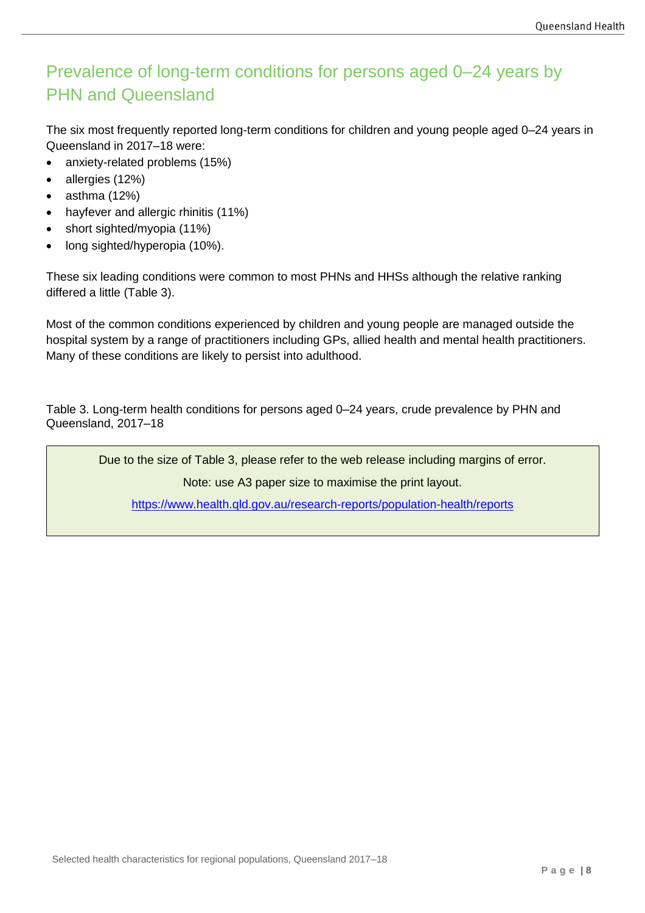## Prevalence of long-term conditions for persons aged 0–24 years by PHN and Queensland

The six most frequently reported long-term conditions for children and young people aged 0–24 years in Queensland in 2017–18 were:

- anxiety-related problems (15%)
- allergies (12%)
- asthma (12%)
- hayfever and allergic rhinitis (11%)
- short sighted/myopia (11%)
- long sighted/hyperopia (10%).

These six leading conditions were common to most PHNs and HHSs although the relative ranking differed a little (Table 3).

Most of the common conditions experienced by children and young people are managed outside the hospital system by a range of practitioners including GPs, allied health and mental health practitioners. Many of these conditions are likely to persist into adulthood.

Table 3. Long-term health conditions for persons aged 0–24 years, crude prevalence by PHN and Queensland, 2017–18

Due to the size of Table 3, please refer to the web release including margins of error.

Note: use A3 paper size to maximise the print layout.

https://www.health.qld.gov.au/research-reports/population-health/reports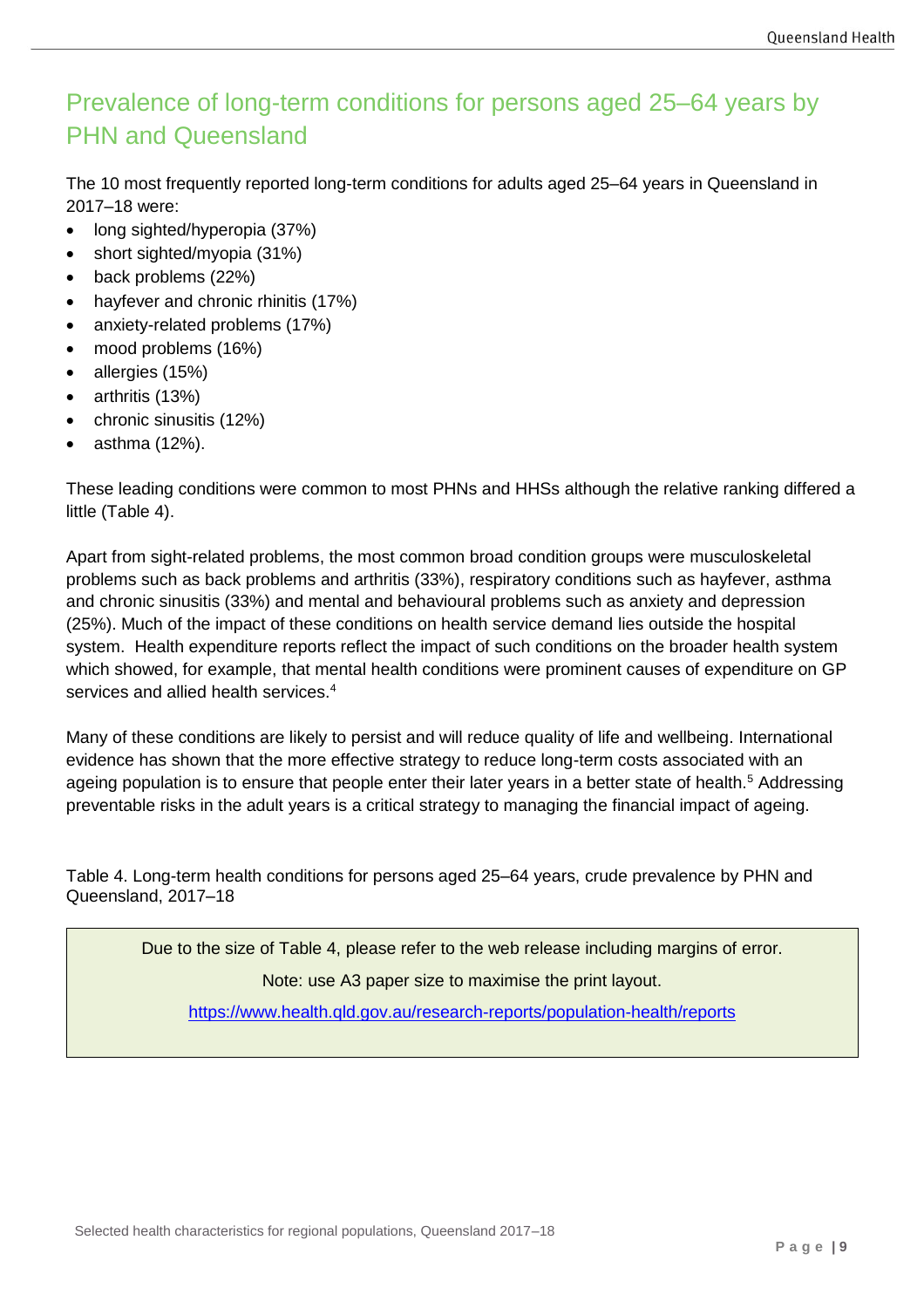## Prevalence of long-term conditions for persons aged 25–64 years by PHN and Queensland

The 10 most frequently reported long-term conditions for adults aged 25–64 years in Queensland in 2017–18 were:

- long sighted/hyperopia (37%)
- short sighted/myopia (31%)
- back problems (22%)
- hayfever and chronic rhinitis (17%)
- anxiety-related problems (17%)
- mood problems (16%)
- allergies (15%)
- arthritis (13%)
- chronic sinusitis (12%)
- asthma (12%).

These leading conditions were common to most PHNs and HHSs although the relative ranking differed a little (Table 4).

Apart from sight-related problems, the most common broad condition groups were musculoskeletal problems such as back problems and arthritis (33%), respiratory conditions such as hayfever, asthma and chronic sinusitis (33%) and mental and behavioural problems such as anxiety and depression (25%). Much of the impact of these conditions on health service demand lies outside the hospital system. Health expenditure reports reflect the impact of such conditions on the broader health system which showed, for example, that mental health conditions were prominent causes of expenditure on GP services and allied health services.[4]

Many of these conditions are likely to persist and will reduce quality of life and wellbeing. International evidence has shown that the more effective strategy to reduce long-term costs associated with an ageing population is to ensure that people enter their later years in a better state of health.[5] Addressing preventable risks in the adult years is a critical strategy to managing the financial impact of ageing.

Table 4. Long-term health conditions for persons aged 25–64 years, crude prevalence by PHN and Queensland, 2017–18

> Due to the size of Table 4, please refer to the web release including margins of error.
>
> Note: use A3 paper size to maximise the print layout.
>
> https://www.health.qld.gov.au/research-reports/population-health/reports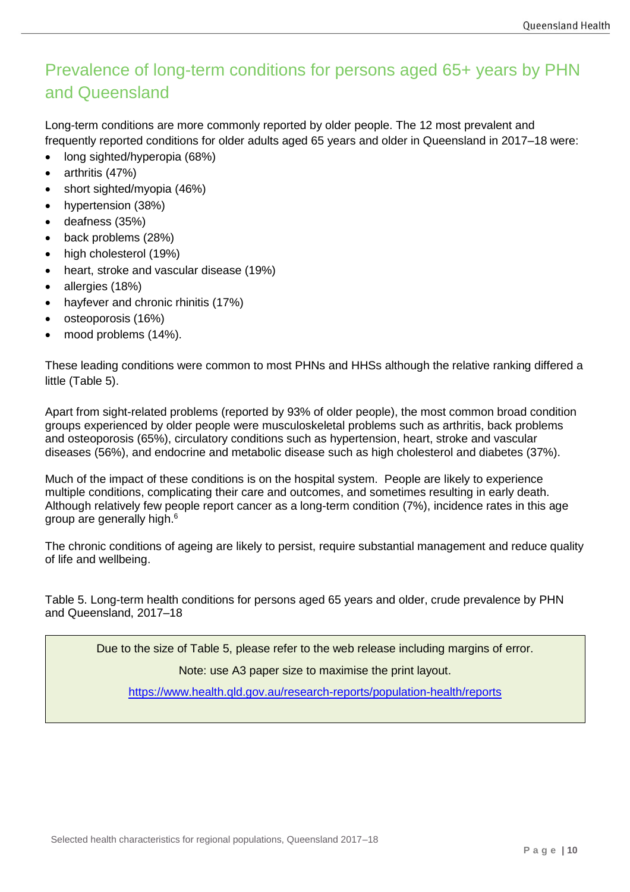## Prevalence of long-term conditions for persons aged 65+ years by PHN and Queensland

Long-term conditions are more commonly reported by older people. The 12 most prevalent and frequently reported conditions for older adults aged 65 years and older in Queensland in 2017–18 were:

- long sighted/hyperopia (68%)
- arthritis (47%)
- short sighted/myopia (46%)
- hypertension (38%)
- deafness (35%)
- back problems (28%)
- high cholesterol (19%)
- heart, stroke and vascular disease (19%)
- allergies (18%)
- hayfever and chronic rhinitis (17%)
- osteoporosis (16%)
- mood problems (14%).

These leading conditions were common to most PHNs and HHSs although the relative ranking differed a little (Table 5).

Apart from sight-related problems (reported by 93% of older people), the most common broad condition groups experienced by older people were musculoskeletal problems such as arthritis, back problems and osteoporosis (65%), circulatory conditions such as hypertension, heart, stroke and vascular diseases (56%), and endocrine and metabolic disease such as high cholesterol and diabetes (37%).

Much of the impact of these conditions is on the hospital system. People are likely to experience multiple conditions, complicating their care and outcomes, and sometimes resulting in early death. Although relatively few people report cancer as a long-term condition (7%), incidence rates in this age group are generally high.[6]

The chronic conditions of ageing are likely to persist, require substantial management and reduce quality of life and wellbeing.

Table 5. Long-term health conditions for persons aged 65 years and older, crude prevalence by PHN and Queensland, 2017–18

Due to the size of Table 5, please refer to the web release including margins of error.

Note: use A3 paper size to maximise the print layout.

https://www.health.qld.gov.au/research-reports/population-health/reports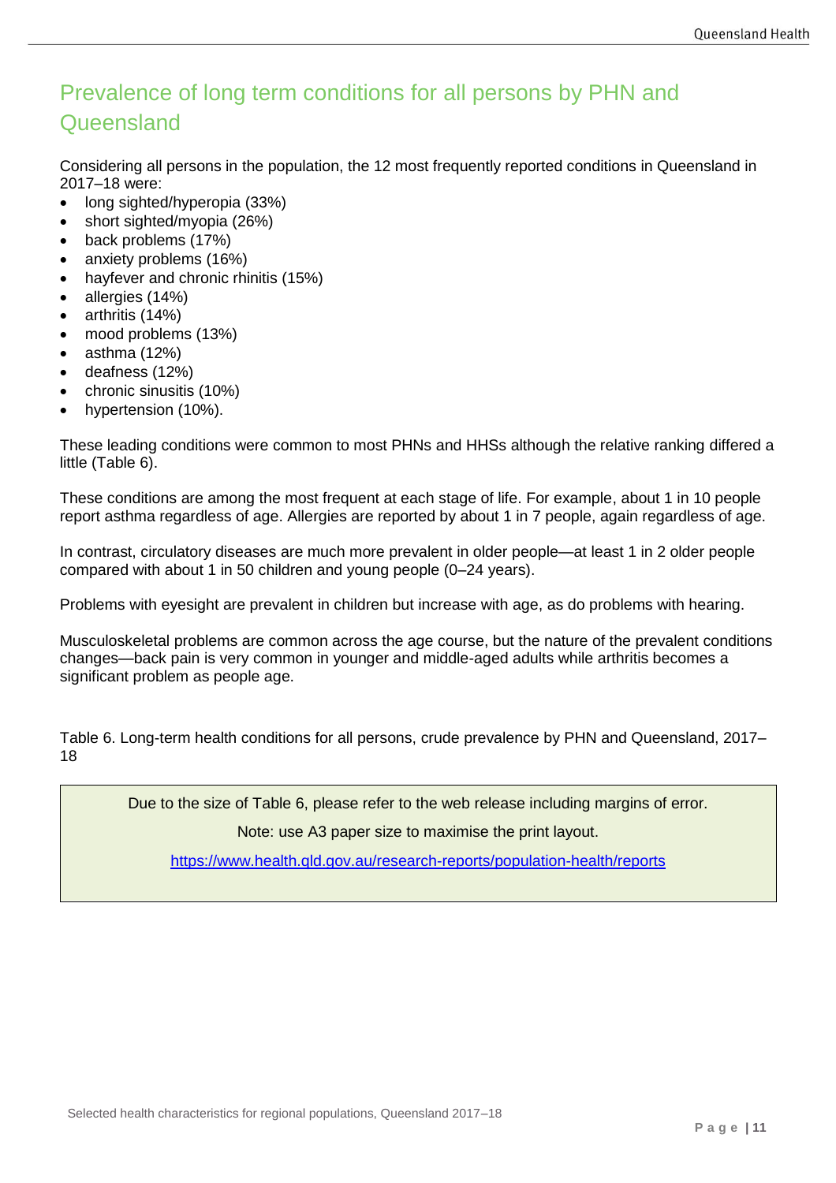## Prevalence of long term conditions for all persons by PHN and Queensland

Considering all persons in the population, the 12 most frequently reported conditions in Queensland in 2017–18 were:

- long sighted/hyperopia (33%)
- short sighted/myopia (26%)
- back problems (17%)
- anxiety problems (16%)
- hayfever and chronic rhinitis (15%)
- allergies (14%)
- arthritis (14%)
- mood problems (13%)
- asthma (12%)
- deafness (12%)
- chronic sinusitis (10%)
- hypertension (10%).

These leading conditions were common to most PHNs and HHSs although the relative ranking differed a little (Table 6).

These conditions are among the most frequent at each stage of life. For example, about 1 in 10 people report asthma regardless of age. Allergies are reported by about 1 in 7 people, again regardless of age.

In contrast, circulatory diseases are much more prevalent in older people—at least 1 in 2 older people compared with about 1 in 50 children and young people (0–24 years).

Problems with eyesight are prevalent in children but increase with age, as do problems with hearing.

Musculoskeletal problems are common across the age course, but the nature of the prevalent conditions changes—back pain is very common in younger and middle-aged adults while arthritis becomes a significant problem as people age.

Table 6. Long-term health conditions for all persons, crude prevalence by PHN and Queensland, 2017–18

Due to the size of Table 6, please refer to the web release including margins of error.

Note: use A3 paper size to maximise the print layout.

https://www.health.qld.gov.au/research-reports/population-health/reports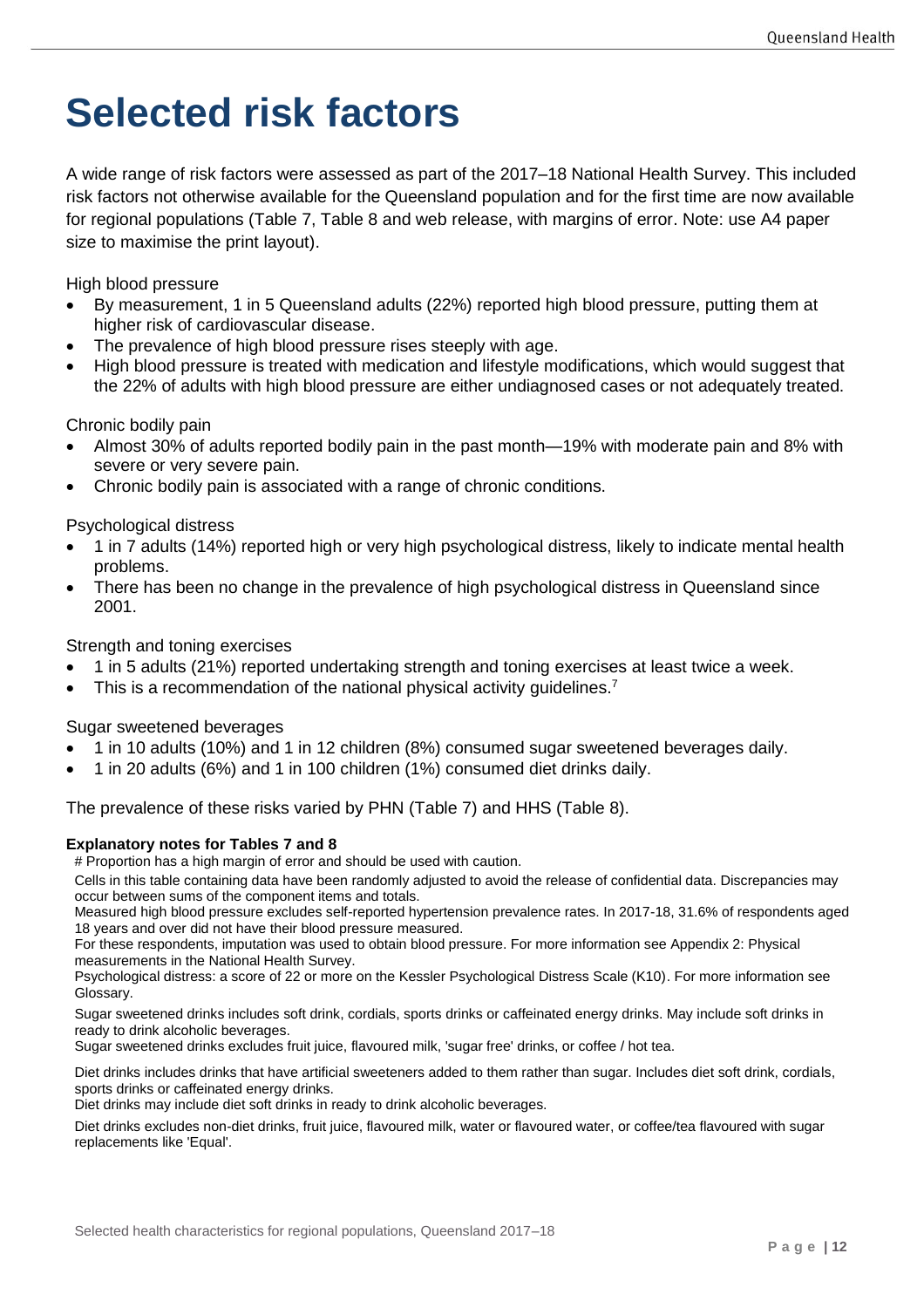# Selected risk factors

A wide range of risk factors were assessed as part of the 2017–18 National Health Survey. This included risk factors not otherwise available for the Queensland population and for the first time are now available for regional populations (Table 7, Table 8 and web release, with margins of error. Note: use A4 paper size to maximise the print layout).

High blood pressure

- By measurement, 1 in 5 Queensland adults (22%) reported high blood pressure, putting them at higher risk of cardiovascular disease.
- The prevalence of high blood pressure rises steeply with age.
- High blood pressure is treated with medication and lifestyle modifications, which would suggest that the 22% of adults with high blood pressure are either undiagnosed cases or not adequately treated.

Chronic bodily pain

- Almost 30% of adults reported bodily pain in the past month—19% with moderate pain and 8% with severe or very severe pain.
- Chronic bodily pain is associated with a range of chronic conditions.

Psychological distress

- 1 in 7 adults (14%) reported high or very high psychological distress, likely to indicate mental health problems.
- There has been no change in the prevalence of high psychological distress in Queensland since 2001.

Strength and toning exercises

- 1 in 5 adults (21%) reported undertaking strength and toning exercises at least twice a week.
- This is a recommendation of the national physical activity guidelines.[7]

Sugar sweetened beverages

- 1 in 10 adults (10%) and 1 in 12 children (8%) consumed sugar sweetened beverages daily.
- 1 in 20 adults (6%) and 1 in 100 children (1%) consumed diet drinks daily.

The prevalence of these risks varied by PHN (Table 7) and HHS (Table 8).

**Explanatory notes for Tables 7 and 8**

# Proportion has a high margin of error and should be used with caution.

Cells in this table containing data have been randomly adjusted to avoid the release of confidential data. Discrepancies may occur between sums of the component items and totals.

Measured high blood pressure excludes self-reported hypertension prevalence rates. In 2017-18, 31.6% of respondents aged 18 years and over did not have their blood pressure measured.

For these respondents, imputation was used to obtain blood pressure. For more information see Appendix 2: Physical measurements in the National Health Survey.

Psychological distress: a score of 22 or more on the Kessler Psychological Distress Scale (K10). For more information see Glossary.

Sugar sweetened drinks includes soft drink, cordials, sports drinks or caffeinated energy drinks. May include soft drinks in ready to drink alcoholic beverages.

Sugar sweetened drinks excludes fruit juice, flavoured milk, 'sugar free' drinks, or coffee / hot tea.

Diet drinks includes drinks that have artificial sweeteners added to them rather than sugar. Includes diet soft drink, cordials, sports drinks or caffeinated energy drinks.

Diet drinks may include diet soft drinks in ready to drink alcoholic beverages.

Diet drinks excludes non-diet drinks, fruit juice, flavoured milk, water or flavoured water, or coffee/tea flavoured with sugar replacements like 'Equal'.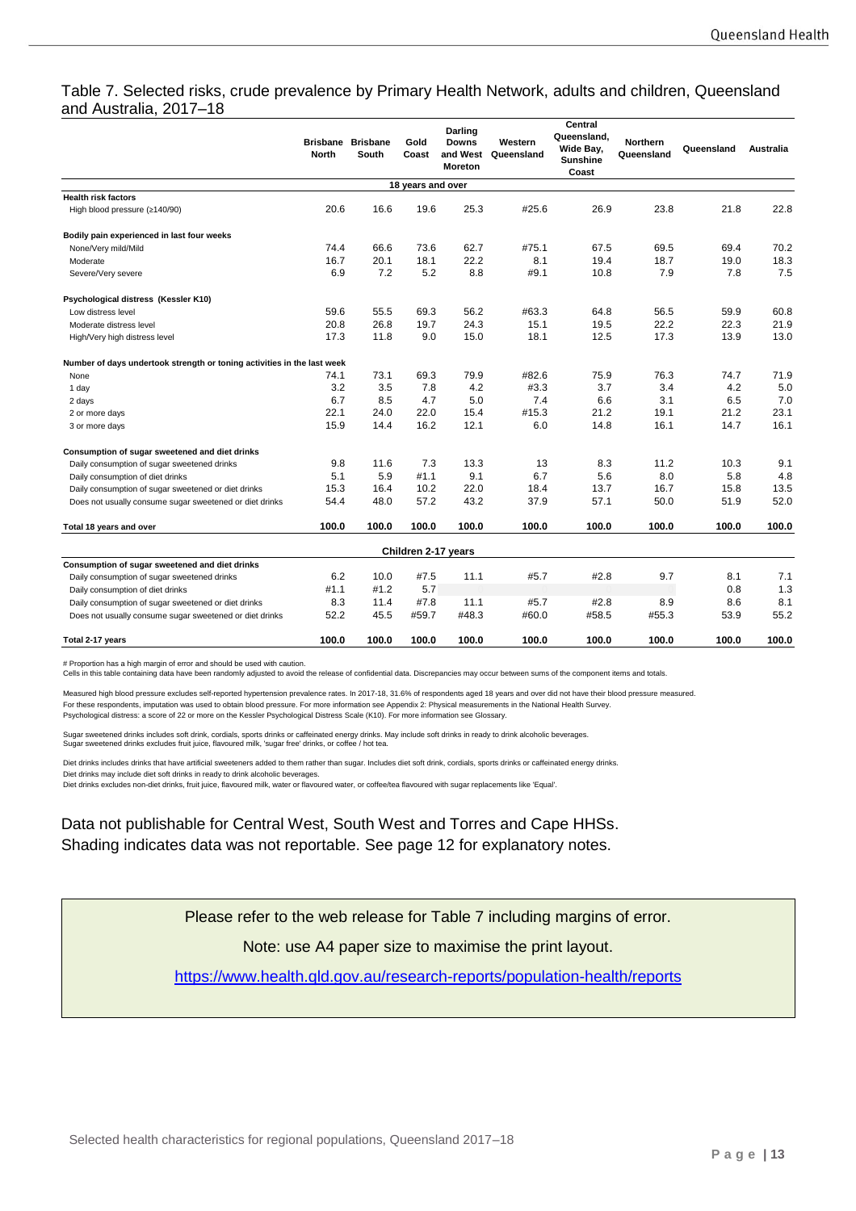Table 7. Selected risks, crude prevalence by Primary Health Network, adults and children, Queensland and Australia, 2017–18

| | Brisbane North | Brisbane South | Gold Coast | Darling Downs and West Moreton | Western Queensland | Central Queensland, Wide Bay, Sunshine Coast | Northern Queensland | Queensland | Australia |
|---|---|---|---|---|---|---|---|---|---|
| | | | 18 years and over | | | | | | |
| **Health risk factors** | | | | | | | | | |
| High blood pressure (≥140/90) | 20.6 | 16.6 | 19.6 | 25.3 | #25.6 | 26.9 | 23.8 | 21.8 | 22.8 |
| **Bodily pain experienced in last four weeks** | | | | | | | | | |
| None/Very mild/Mild | 74.4 | 66.6 | 73.6 | 62.7 | #75.1 | 67.5 | 69.5 | 69.4 | 70.2 |
| Moderate | 16.7 | 20.1 | 18.1 | 22.2 | 8.1 | 19.4 | 18.7 | 19.0 | 18.3 |
| Severe/Very severe | 6.9 | 7.2 | 5.2 | 8.8 | #9.1 | 10.8 | 7.9 | 7.8 | 7.5 |
| **Psychological distress (Kessler K10)** | | | | | | | | | |
| Low distress level | 59.6 | 55.5 | 69.3 | 56.2 | #63.3 | 64.8 | 56.5 | 59.9 | 60.8 |
| Moderate distress level | 20.8 | 26.8 | 19.7 | 24.3 | 15.1 | 19.5 | 22.2 | 22.3 | 21.9 |
| High/Very high distress level | 17.3 | 11.8 | 9.0 | 15.0 | 18.1 | 12.5 | 17.3 | 13.9 | 13.0 |
| **Number of days undertook strength or toning activities in the last week** | | | | | | | | | |
| None | 74.1 | 73.1 | 69.3 | 79.9 | #82.6 | 75.9 | 76.3 | 74.7 | 71.9 |
| 1 day | 3.2 | 3.5 | 7.8 | 4.2 | #3.3 | 3.7 | 3.4 | 4.2 | 5.0 |
| 2 days | 6.7 | 8.5 | 4.7 | 5.0 | 7.4 | 6.6 | 3.1 | 6.5 | 7.0 |
| 2 or more days | 22.1 | 24.0 | 22.0 | 15.4 | #15.3 | 21.2 | 19.1 | 21.2 | 23.1 |
| 3 or more days | 15.9 | 14.4 | 16.2 | 12.1 | 6.0 | 14.8 | 16.1 | 14.7 | 16.1 |
| **Consumption of sugar sweetened and diet drinks** | | | | | | | | | |
| Daily consumption of sugar sweetened drinks | 9.8 | 11.6 | 7.3 | 13.3 | 13 | 8.3 | 11.2 | 10.3 | 9.1 |
| Daily consumption of diet drinks | 5.1 | 5.9 | #1.1 | 9.1 | 6.7 | 5.6 | 8.0 | 5.8 | 4.8 |
| Daily consumption of sugar sweetened or diet drinks | 15.3 | 16.4 | 10.2 | 22.0 | 18.4 | 13.7 | 16.7 | 15.8 | 13.5 |
| Does not usually consume sugar sweetened or diet drinks | 54.4 | 48.0 | 57.2 | 43.2 | 37.9 | 57.1 | 50.0 | 51.9 | 52.0 |
| **Total 18 years and over** | **100.0** | **100.0** | **100.0** | **100.0** | **100.0** | **100.0** | **100.0** | **100.0** | **100.0** |
| | | | Children 2-17 years | | | | | | |
| **Consumption of sugar sweetened and diet drinks** | | | | | | | | | |
| Daily consumption of sugar sweetened drinks | 6.2 | 10.0 | #7.5 | 11.1 | #5.7 | #2.8 | 9.7 | 8.1 | 7.1 |
| Daily consumption of diet drinks | #1.1 | #1.2 | 5.7 | | | | | 0.8 | 1.3 |
| Daily consumption of sugar sweetened or diet drinks | 8.3 | 11.4 | #7.8 | 11.1 | #5.7 | #2.8 | 8.9 | 8.6 | 8.1 |
| Does not usually consume sugar sweetened or diet drinks | 52.2 | 45.5 | #59.7 | #48.3 | #60.0 | #58.5 | #55.3 | 53.9 | 55.2 |
| **Total 2-17 years** | **100.0** | **100.0** | **100.0** | **100.0** | **100.0** | **100.0** | **100.0** | **100.0** | **100.0** |

# Proportion has a high margin of error and should be used with caution.
Cells in this table containing data have been randomly adjusted to avoid the release of confidential data. Discrepancies may occur between sums of the component items and totals.

Measured high blood pressure excludes self-reported hypertension prevalence rates. In 2017-18, 31.6% of respondents aged 18 years and over did not have their blood pressure measured.
For these respondents, imputation was used to obtain blood pressure. For more information see Appendix 2: Physical measurements in the National Health Survey.
Psychological distress: a score of 22 or more on the Kessler Psychological Distress Scale (K10). For more information see Glossary.

Sugar sweetened drinks includes soft drink, cordials, sports drinks or caffeinated energy drinks. May include soft drinks in ready to drink alcoholic beverages.
Sugar sweetened drinks excludes fruit juice, flavoured milk, 'sugar free' drinks, or coffee / hot tea.

Diet drinks includes drinks that have artificial sweeteners added to them rather than sugar. Includes diet soft drink, cordials, sports drinks or caffeinated energy drinks.
Diet drinks may include diet soft drinks in ready to drink alcoholic beverages.
Diet drinks excludes non-diet drinks, fruit juice, flavoured milk, water or flavoured water, or coffee/tea flavoured with sugar replacements like 'Equal'.

Data not publishable for Central West, South West and Torres and Cape HHSs.
Shading indicates data was not reportable. See page 12 for explanatory notes.

Please refer to the web release for Table 7 including margins of error.

Note: use A4 paper size to maximise the print layout.

https://www.health.qld.gov.au/research-reports/population-health/reports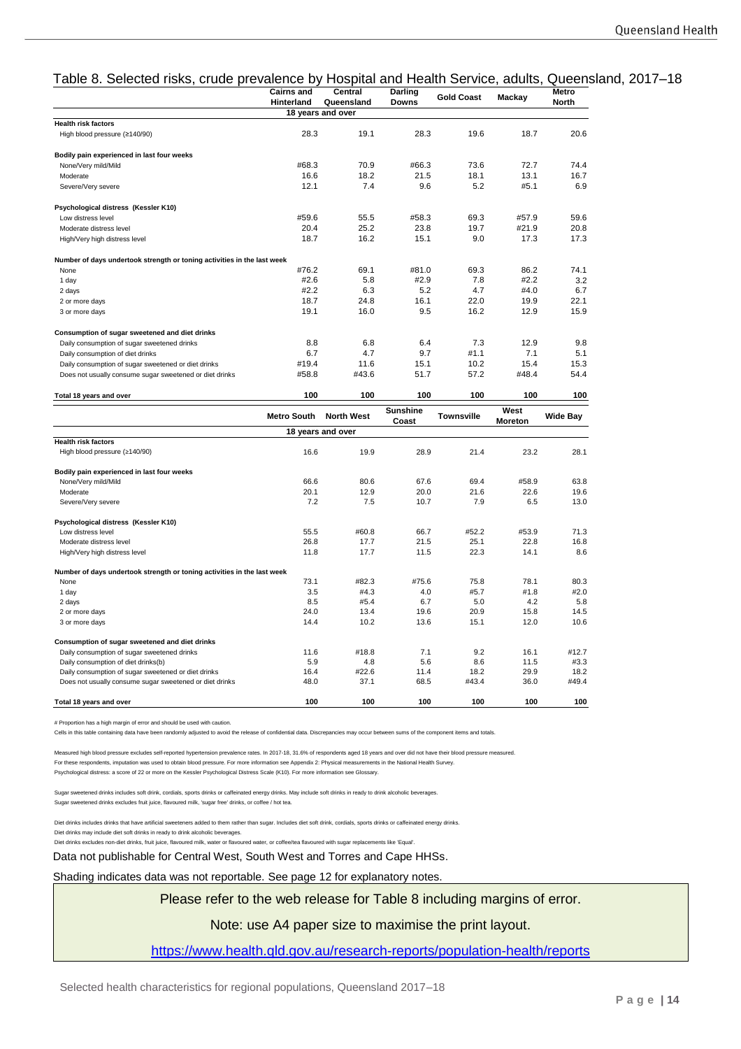## Table 8. Selected risks, crude prevalence by Hospital and Health Service, adults, Queensland, 2017–18

| | Cairns and Hinterland | Central Queensland | Darling Downs | Gold Coast | Mackay | Metro North |
|---|---|---|---|---|---|---|
| | 18 years and over | | | | | |
| **Health risk factors** | | | | | | |
| High blood pressure (≥140/90) | 28.3 | 19.1 | 28.3 | 19.6 | 18.7 | 20.6 |
| **Bodily pain experienced in last four weeks** | | | | | | |
| None/Very mild/Mild | #68.3 | 70.9 | #66.3 | 73.6 | 72.7 | 74.4 |
| Moderate | 16.6 | 18.2 | 21.5 | 18.1 | 13.1 | 16.7 |
| Severe/Very severe | 12.1 | 7.4 | 9.6 | 5.2 | #5.1 | 6.9 |
| **Psychological distress (Kessler K10)** | | | | | | |
| Low distress level | #59.6 | 55.5 | #58.3 | 69.3 | #57.9 | 59.6 |
| Moderate distress level | 20.4 | 25.2 | 23.8 | 19.7 | #21.9 | 20.8 |
| High/Very high distress level | 18.7 | 16.2 | 15.1 | 9.0 | 17.3 | 17.3 |
| **Number of days undertook strength or toning activities in the last week** | | | | | | |
| None | #76.2 | 69.1 | #81.0 | 69.3 | 86.2 | 74.1 |
| 1 day | #2.6 | 5.8 | #2.9 | 7.8 | #2.2 | 3.2 |
| 2 days | #2.2 | 6.3 | 5.2 | 4.7 | #4.0 | 6.7 |
| 2 or more days | 18.7 | 24.8 | 16.1 | 22.0 | 19.9 | 22.1 |
| 3 or more days | 19.1 | 16.0 | 9.5 | 16.2 | 12.9 | 15.9 |
| **Consumption of sugar sweetened and diet drinks** | | | | | | |
| Daily consumption of sugar sweetened drinks | 8.8 | 6.8 | 6.4 | 7.3 | 12.9 | 9.8 |
| Daily consumption of diet drinks | 6.7 | 4.7 | 9.7 | #1.1 | 7.1 | 5.1 |
| Daily consumption of sugar sweetened or diet drinks | #19.4 | 11.6 | 15.1 | 10.2 | 15.4 | 15.3 |
| Does not usually consume sugar sweetened or diet drinks | #58.8 | #43.6 | 51.7 | 57.2 | #48.4 | 54.4 |
| **Total 18 years and over** | **100** | **100** | **100** | **100** | **100** | **100** |

| | Metro South | North West | Sunshine Coast | Townsville | West Moreton | Wide Bay |
|---|---|---|---|---|---|---|
| | 18 years and over | | | | | |
| **Health risk factors** | | | | | | |
| High blood pressure (≥140/90) | 16.6 | 19.9 | 28.9 | 21.4 | 23.2 | 28.1 |
| **Bodily pain experienced in last four weeks** | | | | | | |
| None/Very mild/Mild | 66.6 | 80.6 | 67.6 | 69.4 | #58.9 | 63.8 |
| Moderate | 20.1 | 12.9 | 20.0 | 21.6 | 22.6 | 19.6 |
| Severe/Very severe | 7.2 | 7.5 | 10.7 | 7.9 | 6.5 | 13.0 |
| **Psychological distress (Kessler K10)** | | | | | | |
| Low distress level | 55.5 | #60.8 | 66.7 | #52.2 | #53.9 | 71.3 |
| Moderate distress level | 26.8 | 17.7 | 21.5 | 25.1 | 22.8 | 16.8 |
| High/Very high distress level | 11.8 | 17.7 | 11.5 | 22.3 | 14.1 | 8.6 |
| **Number of days undertook strength or toning activities in the last week** | | | | | | |
| None | 73.1 | #82.3 | #75.6 | 75.8 | 78.1 | 80.3 |
| 1 day | 3.5 | #4.3 | 4.0 | #5.7 | #1.8 | #2.0 |
| 2 days | 8.5 | #5.4 | 6.7 | 5.0 | 4.2 | 5.8 |
| 2 or more days | 24.0 | 13.4 | 19.6 | 20.9 | 15.8 | 14.5 |
| 3 or more days | 14.4 | 10.2 | 13.6 | 15.1 | 12.0 | 10.6 |
| **Consumption of sugar sweetened and diet drinks** | | | | | | |
| Daily consumption of sugar sweetened drinks | 11.6 | #18.8 | 7.1 | 9.2 | 16.1 | #12.7 |
| Daily consumption of diet drinks(b) | 5.9 | 4.8 | 5.6 | 8.6 | 11.5 | #3.3 |
| Daily consumption of sugar sweetened or diet drinks | 16.4 | #22.6 | 11.4 | 18.2 | 29.9 | 18.2 |
| Does not usually consume sugar sweetened or diet drinks | 48.0 | 37.1 | 68.5 | #43.4 | 36.0 | #49.4 |
| **Total 18 years and over** | **100** | **100** | **100** | **100** | **100** | **100** |

# Proportion has a high margin of error and should be used with caution.

Cells in this table containing data have been randomly adjusted to avoid the release of confidential data. Discrepancies may occur between sums of the component items and totals.

Measured high blood pressure excludes self-reported hypertension prevalence rates. In 2017-18, 31.6% of respondents aged 18 years and over did not have their blood pressure measured.
For these respondents, imputation was used to obtain blood pressure. For more information see Appendix 2: Physical measurements in the National Health Survey.
Psychological distress: a score of 22 or more on the Kessler Psychological Distress Scale (K10). For more information see Glossary.

Sugar sweetened drinks includes soft drink, cordials, sports drinks or caffeinated energy drinks. May include soft drinks in ready to drink alcoholic beverages.
Sugar sweetened drinks excludes fruit juice, flavoured milk, 'sugar free' drinks, or coffee / hot tea.

Diet drinks includes drinks that have artificial sweeteners added to them rather than sugar. Includes diet soft drink, cordials, sports drinks or caffeinated energy drinks.
Diet drinks may include diet soft drinks in ready to drink alcoholic beverages.
Diet drinks excludes non-diet drinks, fruit juice, flavoured milk, water or flavoured water, or coffee/tea flavoured with sugar replacements like 'Equal'.

Data not publishable for Central West, South West and Torres and Cape HHSs.

Shading indicates data was not reportable. See page 12 for explanatory notes.

Please refer to the web release for Table 8 including margins of error.

Note: use A4 paper size to maximise the print layout.

https://www.health.qld.gov.au/research-reports/population-health/reports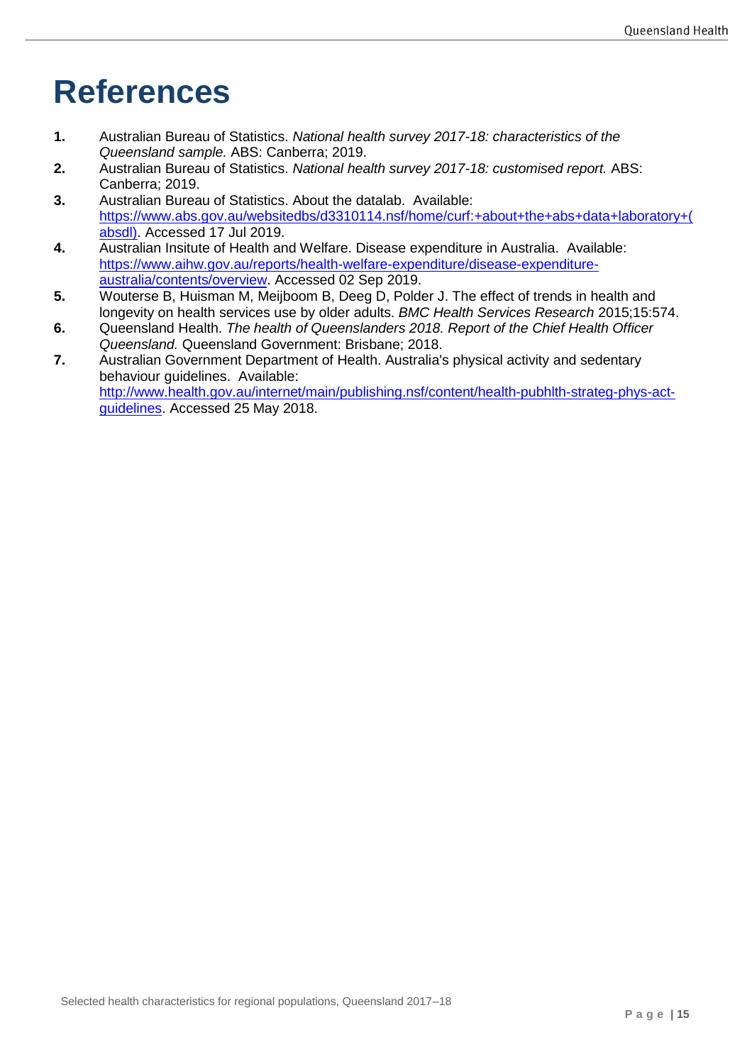# References

1. Australian Bureau of Statistics. *National health survey 2017-18: characteristics of the Queensland sample.* ABS: Canberra; 2019.
2. Australian Bureau of Statistics. *National health survey 2017-18: customised report.* ABS: Canberra; 2019.
3. Australian Bureau of Statistics. About the datalab. Available: https://www.abs.gov.au/websitedbs/d3310114.nsf/home/curf:+about+the+abs+data+laboratory+(absdl). Accessed 17 Jul 2019.
4. Australian Insitute of Health and Welfare. Disease expenditure in Australia. Available: https://www.aihw.gov.au/reports/health-welfare-expenditure/disease-expenditure-australia/contents/overview. Accessed 02 Sep 2019.
5. Wouterse B, Huisman M, Meijboom B, Deeg D, Polder J. The effect of trends in health and longevity on health services use by older adults. *BMC Health Services Research* 2015;15:574.
6. Queensland Health. *The health of Queenslanders 2018. Report of the Chief Health Officer Queensland.* Queensland Government: Brisbane; 2018.
7. Australian Government Department of Health. Australia's physical activity and sedentary behaviour guidelines. Available: http://www.health.gov.au/internet/main/publishing.nsf/content/health-pubhlth-strateg-phys-act-guidelines. Accessed 25 May 2018.